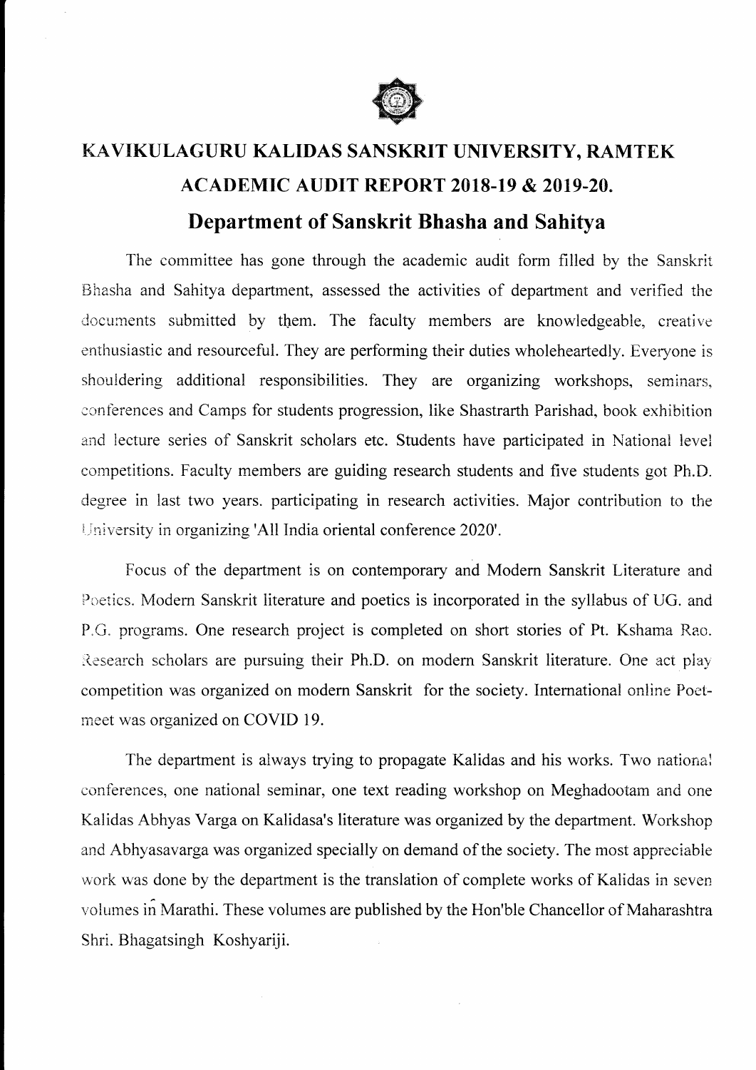# KAVIKULAGURU KALIDAS SANSKRIT UNIVERSITY, RAMTEK

## ACADEMIC AUDIT REPORT 2018-19 & 2019-20.

## Department of Sanskrit Bhasha and Sahitya

The committee has gone through the academic audit form filled by the Sanskrit Bhasha and Sahitya department, assessed the activities of department and verified the documents submitted by them. The faculty members are knowledgeable, creative enthusiastic and resourceful. They are performing their duties wholeheartedly. Everyone is shouldering additional responsibilities. They are organizing workshops, seminars, conferences and Camps for students progression, like Shastrarth Parishad, book exhibition and lecture series of Sanskrit scholars etc. Students have participated in National level competitions. Faculty members are guiding research students and five students got Ph.D. degree in last two years. participating in research activities. Major contribution to the University in organizing 'All India oriental conference 2020'.

Focus of the department is on contemporary and Modern Sanskrit Literature and Poetics. Modern Sanskrit literature and poetics is incorporated in the syllabus of UG. and P.G. programs. One research project is completed on short stories of Pt. Kshama Rao. Research scholars are pursuing their Ph.D. on modern Sanskrit literature. One act play competition was organized on modern Sanskrit for the society. International online Poet-meet was organized on COVID 19.

The department is always trying to propagate Kalidas and his works. Two national conferences, one national seminar, one text reading workshop on Meghadootam and one Kalidas Abhyas Varga on Kalidasa's literature was organized by the department. Workshop and Abhyasavarga was organized specially on demand of the society. The most appreciable work was done by the department is the translation of complete works of Kalidas in seven volumes in Marathi. These volumes are published by the Hon'ble Chancellor of Maharashtra Shri. Bhagatsingh Koshyariji.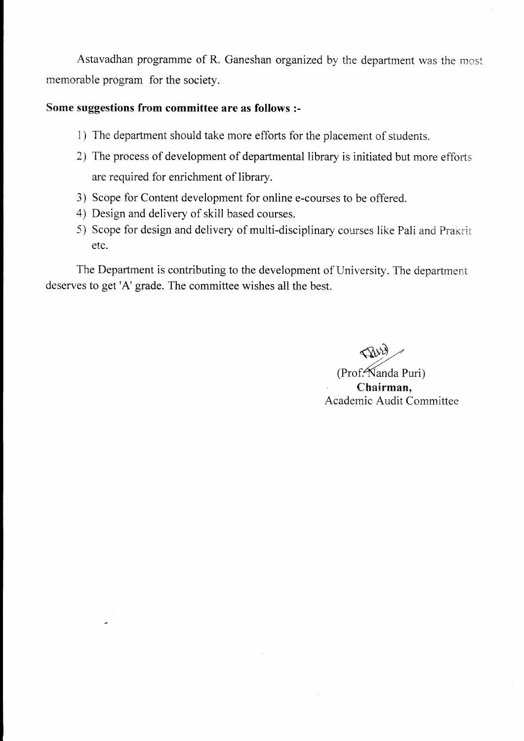Astavadhan programme of R. Ganeshan organized by the department was the most memorable program for the society.

**Some suggestions from committee are as follows :-**

1) The department should take more efforts for the placement of students.
2) The process of development of departmental library is initiated but more efforts are required for enrichment of library.
3) Scope for Content development for online e-courses to be offered.
4) Design and delivery of skill based courses.
5) Scope for design and delivery of multi-disciplinary courses like Pali and Prakrit etc.

The Department is contributing to the development of University. The department deserves to get 'A' grade. The committee wishes all the best.

(Prof. Nanda Puri)
**Chairman,**
Academic Audit Committee